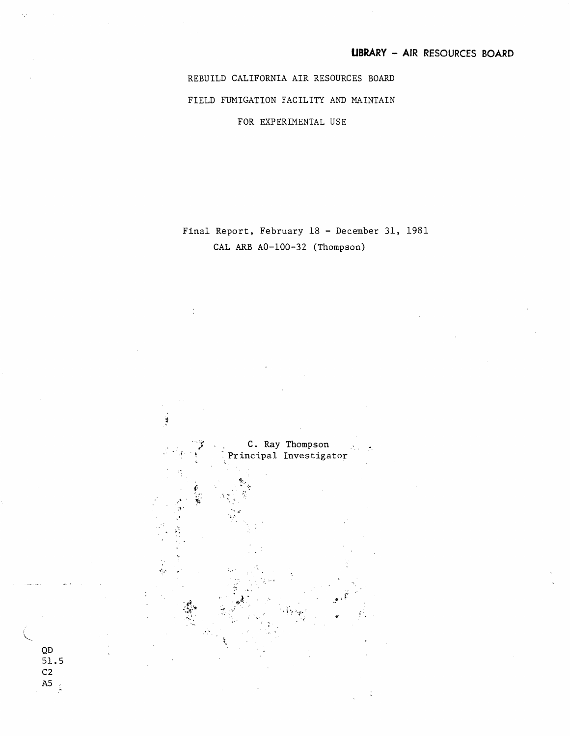**LIBRARY - AIR RESOURCES BOARD**

# REBUILD CALIFORNIA AIR RESOURCES BOARD FIELD FUMIGATION FACILITY AND MAINTAIN FOR EXPERIMENTAL USE

Final Report, February 18 - December 31, 1981

CAL ARB A0-100-32 (Thompson)

C. Ray Thompson
Principal Investigator

QD
51.5
C2
A5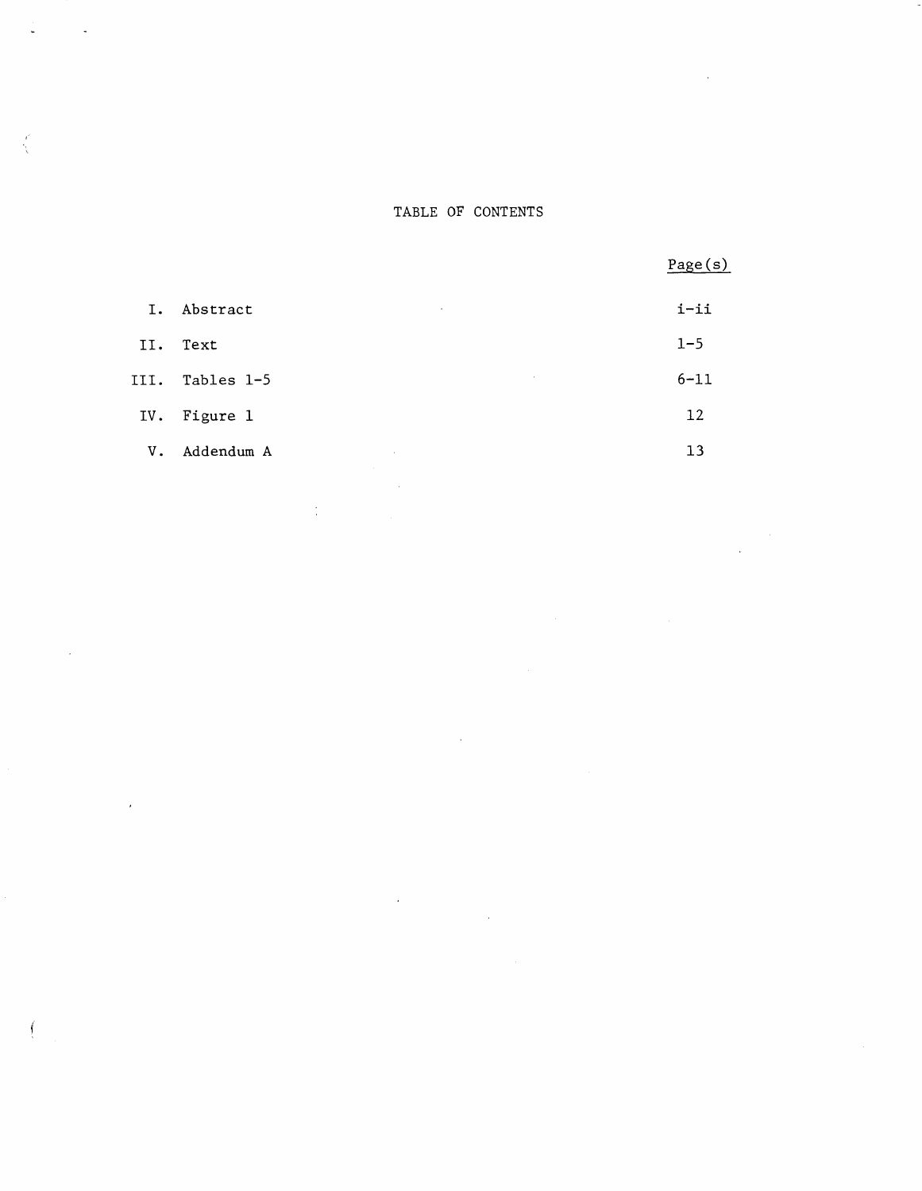# TABLE OF CONTENTS

| | | Page(s) |
|---|---|---|
| I. | Abstract | i-ii |
| II. | Text | 1-5 |
| III. | Tables 1-5 | 6-11 |
| IV. | Figure 1 | 12 |
| V. | Addendum A | 13 |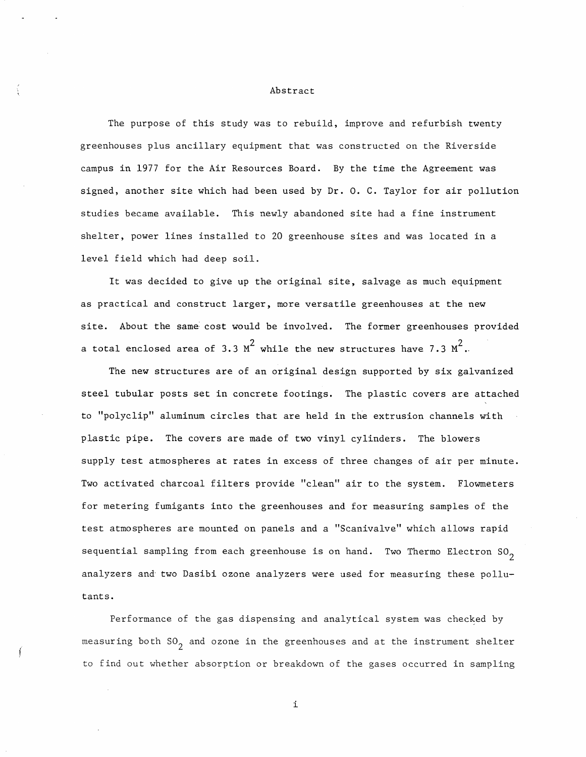# Abstract

The purpose of this study was to rebuild, improve and refurbish twenty greenhouses plus ancillary equipment that was constructed on the Riverside campus in 1977 for the Air Resources Board. By the time the Agreement was signed, another site which had been used by Dr. O. C. Taylor for air pollution studies became available. This newly abandoned site had a fine instrument shelter, power lines installed to 20 greenhouse sites and was located in a level field which had deep soil.

It was decided to give up the original site, salvage as much equipment as practical and construct larger, more versatile greenhouses at the new site. About the same cost would be involved. The former greenhouses provided a total enclosed area of 3.3 $M^2$ while the new structures have 7.3 $M^2$.

The new structures are of an original design supported by six galvanized steel tubular posts set in concrete footings. The plastic covers are attached to "polyclip" aluminum circles that are held in the extrusion channels with plastic pipe. The covers are made of two vinyl cylinders. The blowers supply test atmospheres at rates in excess of three changes of air per minute. Two activated charcoal filters provide "clean" air to the system. Flowmeters for metering fumigants into the greenhouses and for measuring samples of the test atmospheres are mounted on panels and a "Scanivalve" which allows rapid sequential sampling from each greenhouse is on hand. Two Thermo Electron $SO_2$ analyzers and two Dasibi ozone analyzers were used for measuring these pollutants.

Performance of the gas dispensing and analytical system was checked by measuring both $SO_2$ and ozone in the greenhouses and at the instrument shelter to find out whether absorption or breakdown of the gases occurred in sampling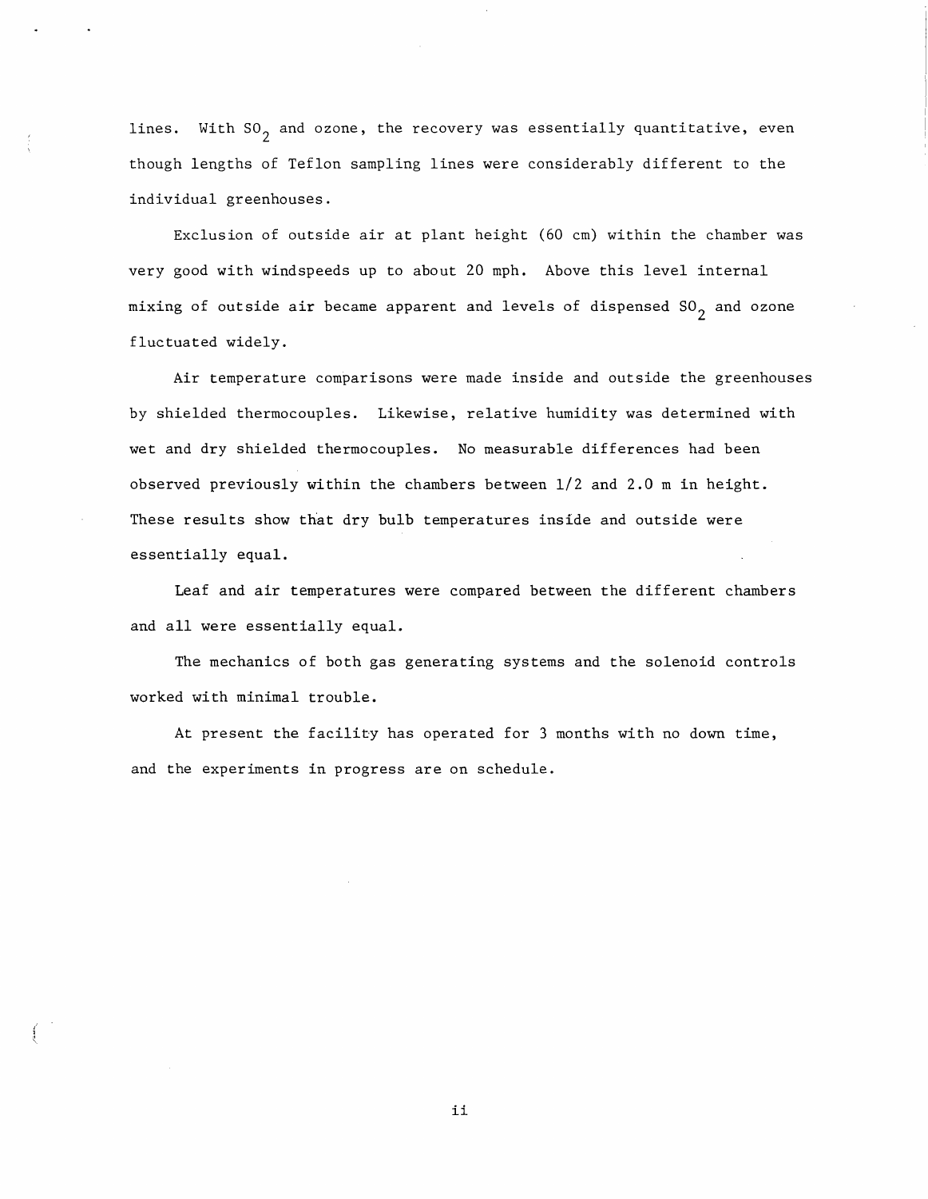lines. With $SO_2$ and ozone, the recovery was essentially quantitative, even though lengths of Teflon sampling lines were considerably different to the individual greenhouses.

Exclusion of outside air at plant height (60 cm) within the chamber was very good with windspeeds up to about 20 mph. Above this level internal mixing of outside air became apparent and levels of dispensed $SO_2$ and ozone fluctuated widely.

Air temperature comparisons were made inside and outside the greenhouses by shielded thermocouples. Likewise, relative humidity was determined with wet and dry shielded thermocouples. No measurable differences had been observed previously within the chambers between 1/2 and 2.0 m in height. These results show that dry bulb temperatures inside and outside were essentially equal.

Leaf and air temperatures were compared between the different chambers and all were essentially equal.

The mechanics of both gas generating systems and the solenoid controls worked with minimal trouble.

At present the facility has operated for 3 months with no down time, and the experiments in progress are on schedule.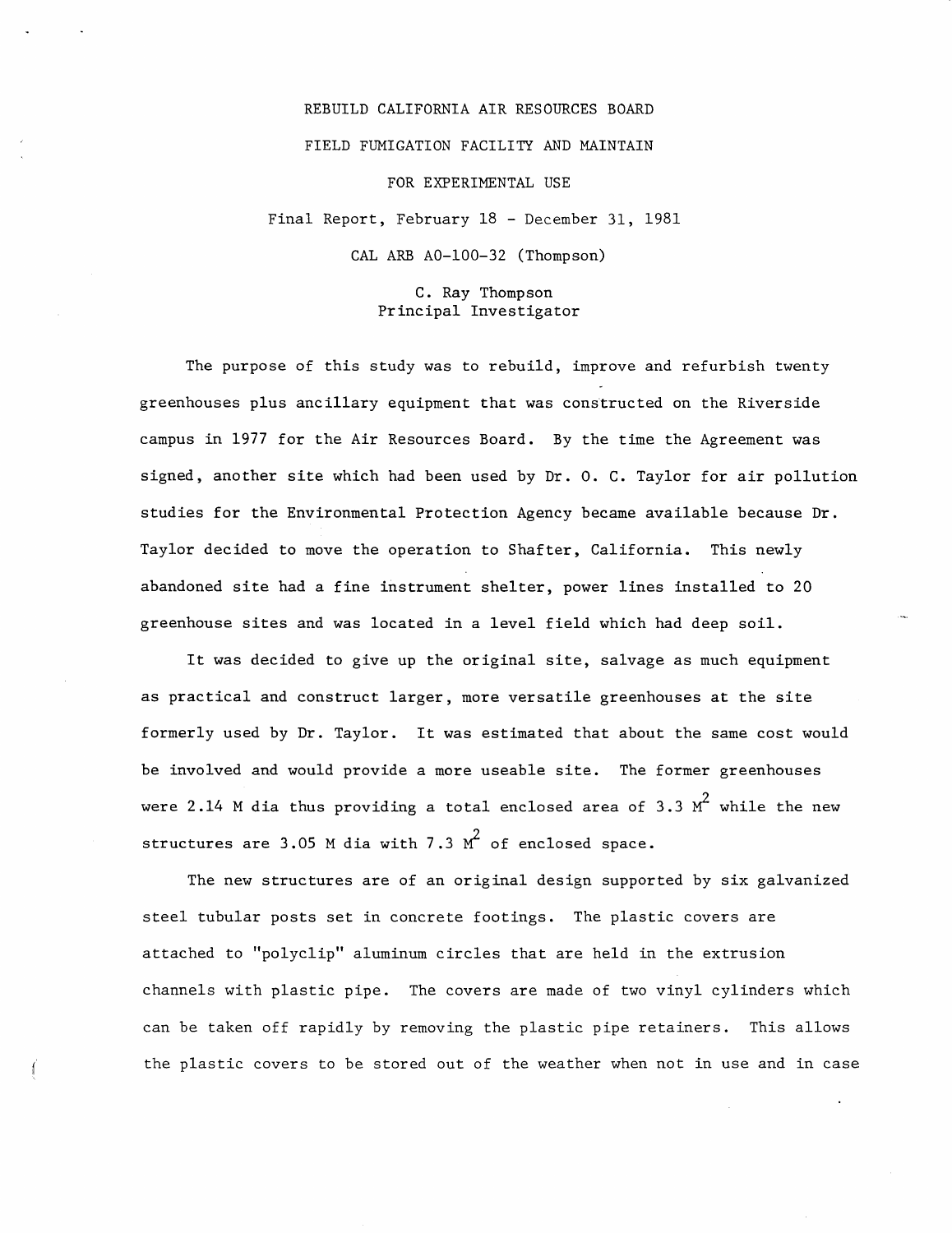REBUILD CALIFORNIA AIR RESOURCES BOARD

FIELD FUMIGATION FACILITY AND MAINTAIN

FOR EXPERIMENTAL USE

Final Report, February 18 - December 31, 1981

CAL ARB A0-100-32 (Thompson)

C. Ray Thompson
Principal Investigator

The purpose of this study was to rebuild, improve and refurbish twenty greenhouses plus ancillary equipment that was constructed on the Riverside campus in 1977 for the Air Resources Board. By the time the Agreement was signed, another site which had been used by Dr. O. C. Taylor for air pollution studies for the Environmental Protection Agency became available because Dr. Taylor decided to move the operation to Shafter, California. This newly abandoned site had a fine instrument shelter, power lines installed to 20 greenhouse sites and was located in a level field which had deep soil.

It was decided to give up the original site, salvage as much equipment as practical and construct larger, more versatile greenhouses at the site formerly used by Dr. Taylor. It was estimated that about the same cost would be involved and would provide a more useable site. The former greenhouses were 2.14 M dia thus providing a total enclosed area of 3.3 $M^2$ while the new structures are 3.05 M dia with 7.3 $M^2$ of enclosed space.

The new structures are of an original design supported by six galvanized steel tubular posts set in concrete footings. The plastic covers are attached to "polyclip" aluminum circles that are held in the extrusion channels with plastic pipe. The covers are made of two vinyl cylinders which can be taken off rapidly by removing the plastic pipe retainers. This allows the plastic covers to be stored out of the weather when not in use and in case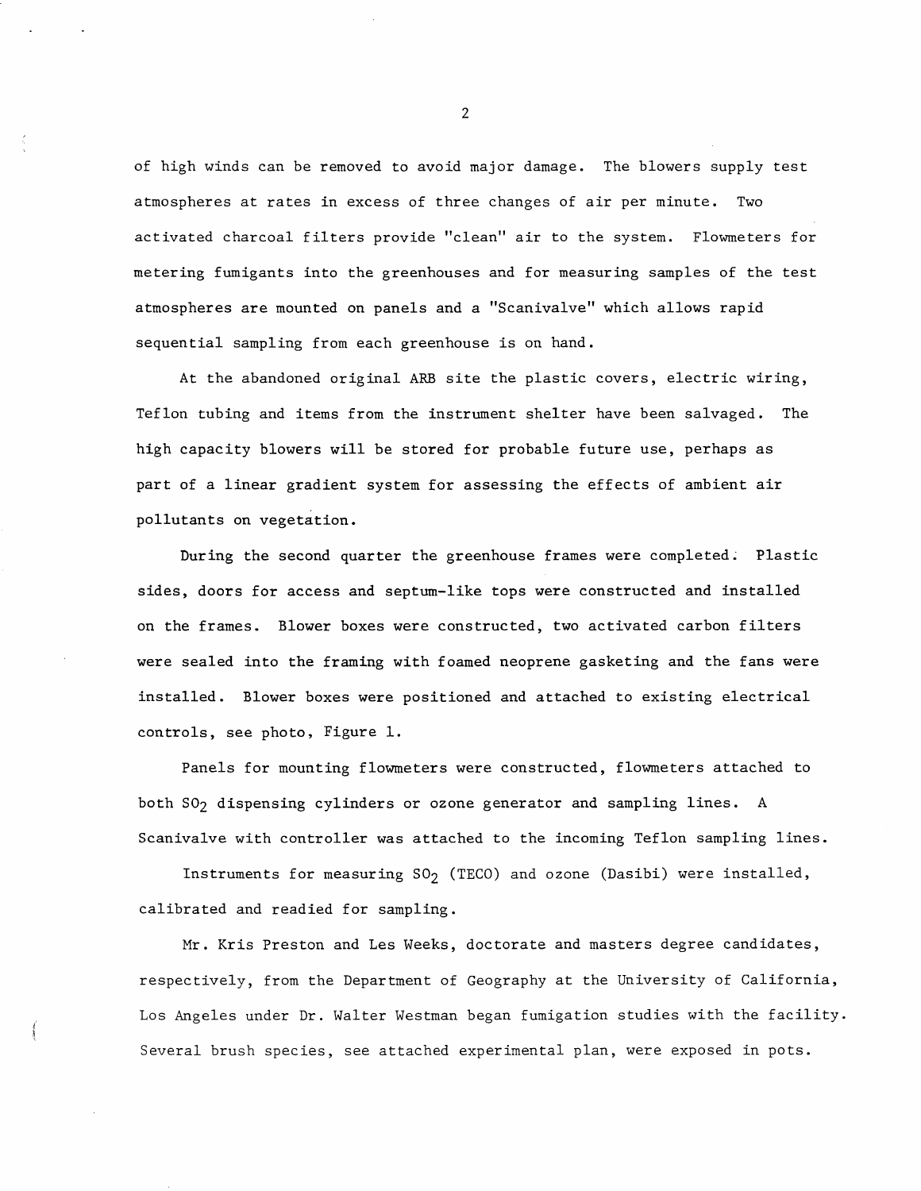of high winds can be removed to avoid major damage. The blowers supply test atmospheres at rates in excess of three changes of air per minute. Two activated charcoal filters provide "clean" air to the system. Flowmeters for metering fumigants into the greenhouses and for measuring samples of the test atmospheres are mounted on panels and a "Scanivalve" which allows rapid sequential sampling from each greenhouse is on hand.

At the abandoned original ARB site the plastic covers, electric wiring, Teflon tubing and items from the instrument shelter have been salvaged. The high capacity blowers will be stored for probable future use, perhaps as part of a linear gradient system for assessing the effects of ambient air pollutants on vegetation.

During the second quarter the greenhouse frames were completed. Plastic sides, doors for access and septum-like tops were constructed and installed on the frames. Blower boxes were constructed, two activated carbon filters were sealed into the framing with foamed neoprene gasketing and the fans were installed. Blower boxes were positioned and attached to existing electrical controls, see photo, Figure 1.

Panels for mounting flowmeters were constructed, flowmeters attached to both $SO_2$ dispensing cylinders or ozone generator and sampling lines. A Scanivalve with controller was attached to the incoming Teflon sampling lines.

Instruments for measuring $SO_2$ (TECO) and ozone (Dasibi) were installed, calibrated and readied for sampling.

Mr. Kris Preston and Les Weeks, doctorate and masters degree candidates, respectively, from the Department of Geography at the University of California, Los Angeles under Dr. Walter Westman began fumigation studies with the facility. Several brush species, see attached experimental plan, were exposed in pots.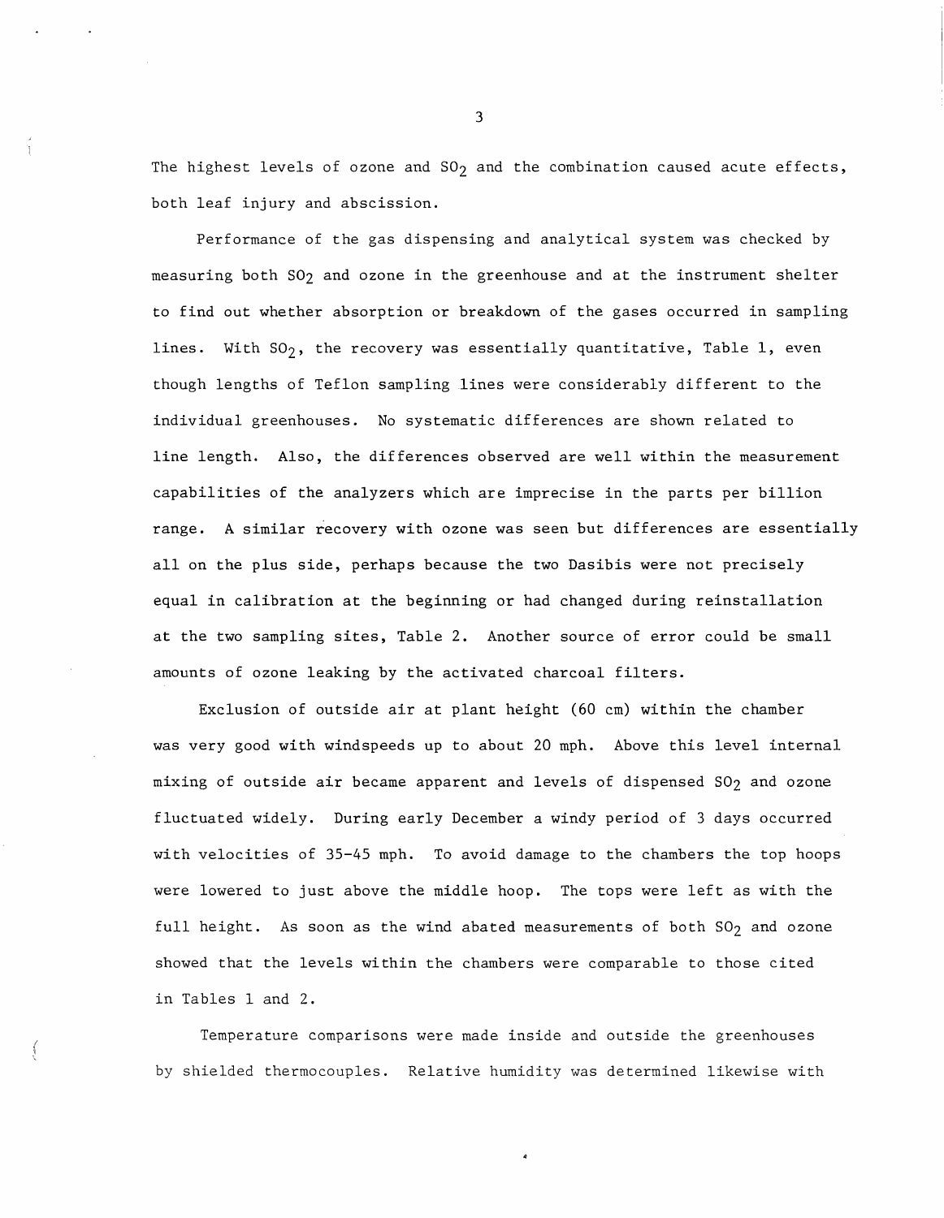The highest levels of ozone and $SO_2$ and the combination caused acute effects, both leaf injury and abscission.

Performance of the gas dispensing and analytical system was checked by measuring both $SO_2$ and ozone in the greenhouse and at the instrument shelter to find out whether absorption or breakdown of the gases occurred in sampling lines. With $SO_2$, the recovery was essentially quantitative, Table 1, even though lengths of Teflon sampling lines were considerably different to the individual greenhouses. No systematic differences are shown related to line length. Also, the differences observed are well within the measurement capabilities of the analyzers which are imprecise in the parts per billion range. A similar recovery with ozone was seen but differences are essentially all on the plus side, perhaps because the two Dasibis were not precisely equal in calibration at the beginning or had changed during reinstallation at the two sampling sites, Table 2. Another source of error could be small amounts of ozone leaking by the activated charcoal filters.

Exclusion of outside air at plant height (60 cm) within the chamber was very good with windspeeds up to about 20 mph. Above this level internal mixing of outside air became apparent and levels of dispensed $SO_2$ and ozone fluctuated widely. During early December a windy period of 3 days occurred with velocities of 35-45 mph. To avoid damage to the chambers the top hoops were lowered to just above the middle hoop. The tops were left as with the full height. As soon as the wind abated measurements of both $SO_2$ and ozone showed that the levels within the chambers were comparable to those cited in Tables 1 and 2.

Temperature comparisons were made inside and outside the greenhouses by shielded thermocouples. Relative humidity was determined likewise with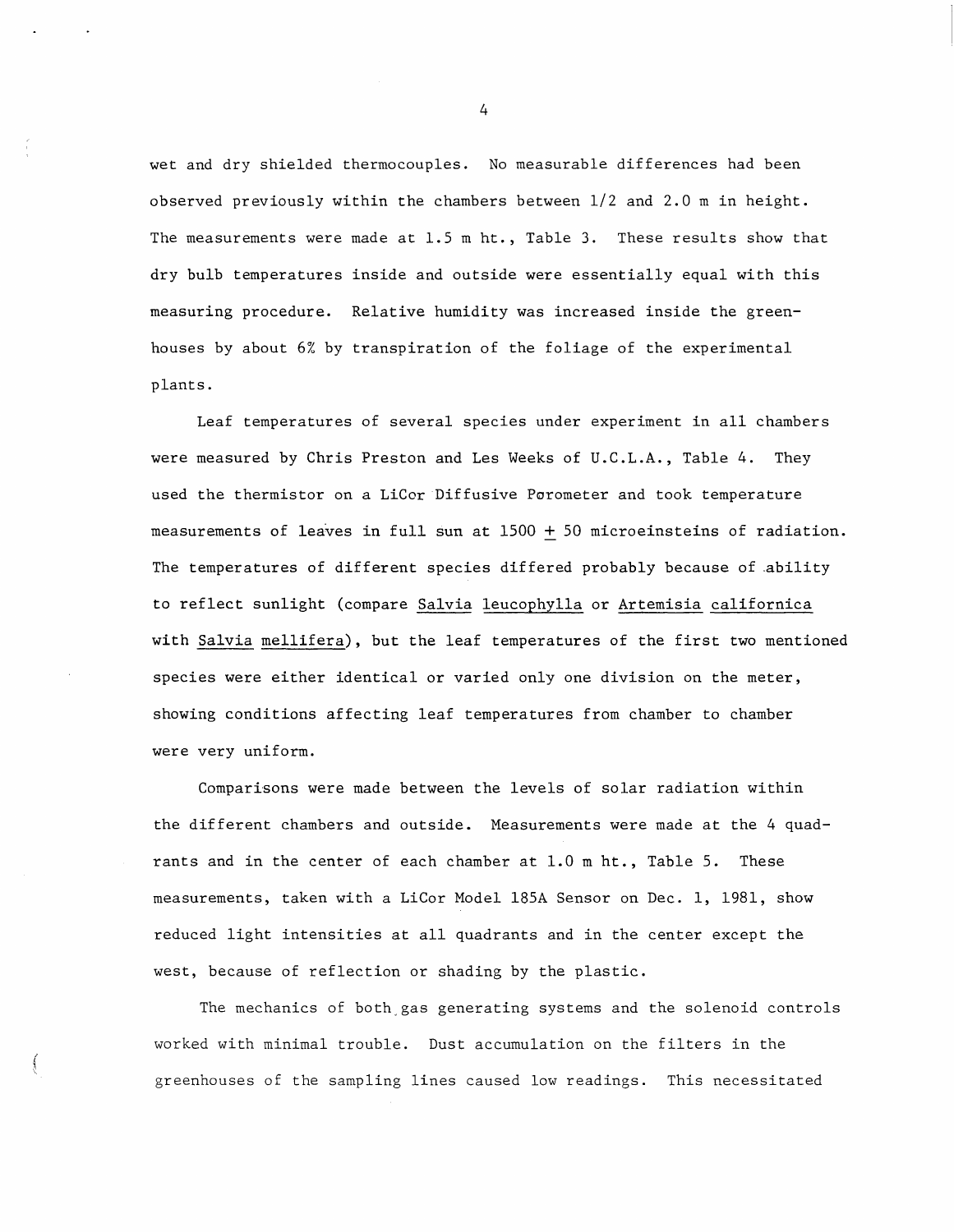wet and dry shielded thermocouples. No measurable differences had been observed previously within the chambers between 1/2 and 2.0 m in height. The measurements were made at 1.5 m ht., Table 3. These results show that dry bulb temperatures inside and outside were essentially equal with this measuring procedure. Relative humidity was increased inside the greenhouses by about 6% by transpiration of the foliage of the experimental plants.

Leaf temperatures of several species under experiment in all chambers were measured by Chris Preston and Les Weeks of U.C.L.A., Table 4. They used the thermistor on a LiCor Diffusive Porometer and took temperature measurements of leaves in full sun at 1500 ± 50 microeinsteins of radiation. The temperatures of different species differed probably because of ability to reflect sunlight (compare *Salvia leucophylla* or *Artemisia californica* with *Salvia mellifera*), but the leaf temperatures of the first two mentioned species were either identical or varied only one division on the meter, showing conditions affecting leaf temperatures from chamber to chamber were very uniform.

Comparisons were made between the levels of solar radiation within the different chambers and outside. Measurements were made at the 4 quadrants and in the center of each chamber at 1.0 m ht., Table 5. These measurements, taken with a LiCor Model 185A Sensor on Dec. 1, 1981, show reduced light intensities at all quadrants and in the center except the west, because of reflection or shading by the plastic.

The mechanics of both gas generating systems and the solenoid controls worked with minimal trouble. Dust accumulation on the filters in the greenhouses of the sampling lines caused low readings. This necessitated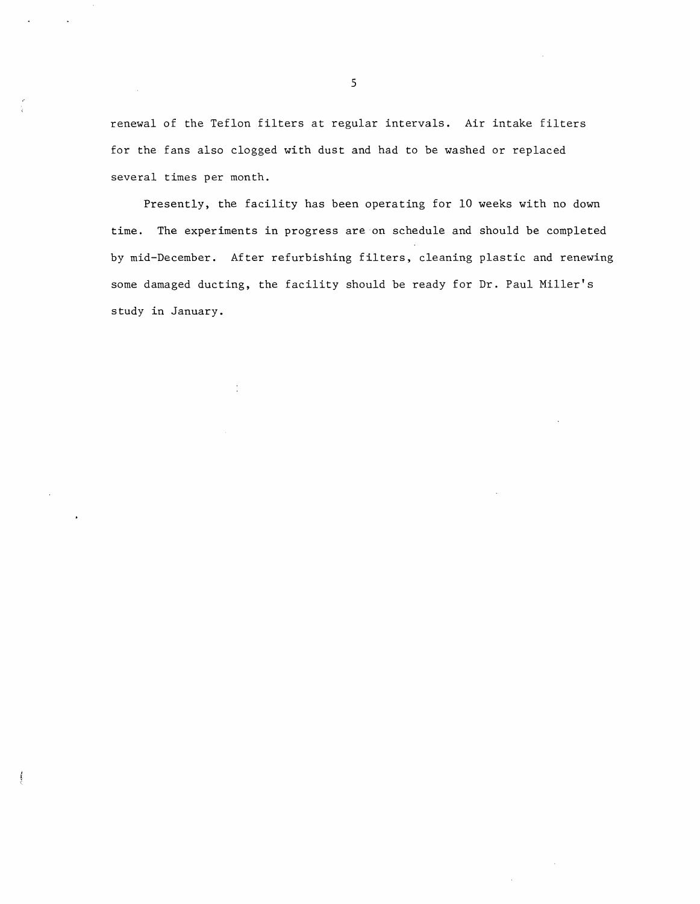renewal of the Teflon filters at regular intervals. Air intake filters for the fans also clogged with dust and had to be washed or replaced several times per month.

Presently, the facility has been operating for 10 weeks with no down time. The experiments in progress are on schedule and should be completed by mid-December. After refurbishing filters, cleaning plastic and renewing some damaged ducting, the facility should be ready for Dr. Paul Miller's study in January.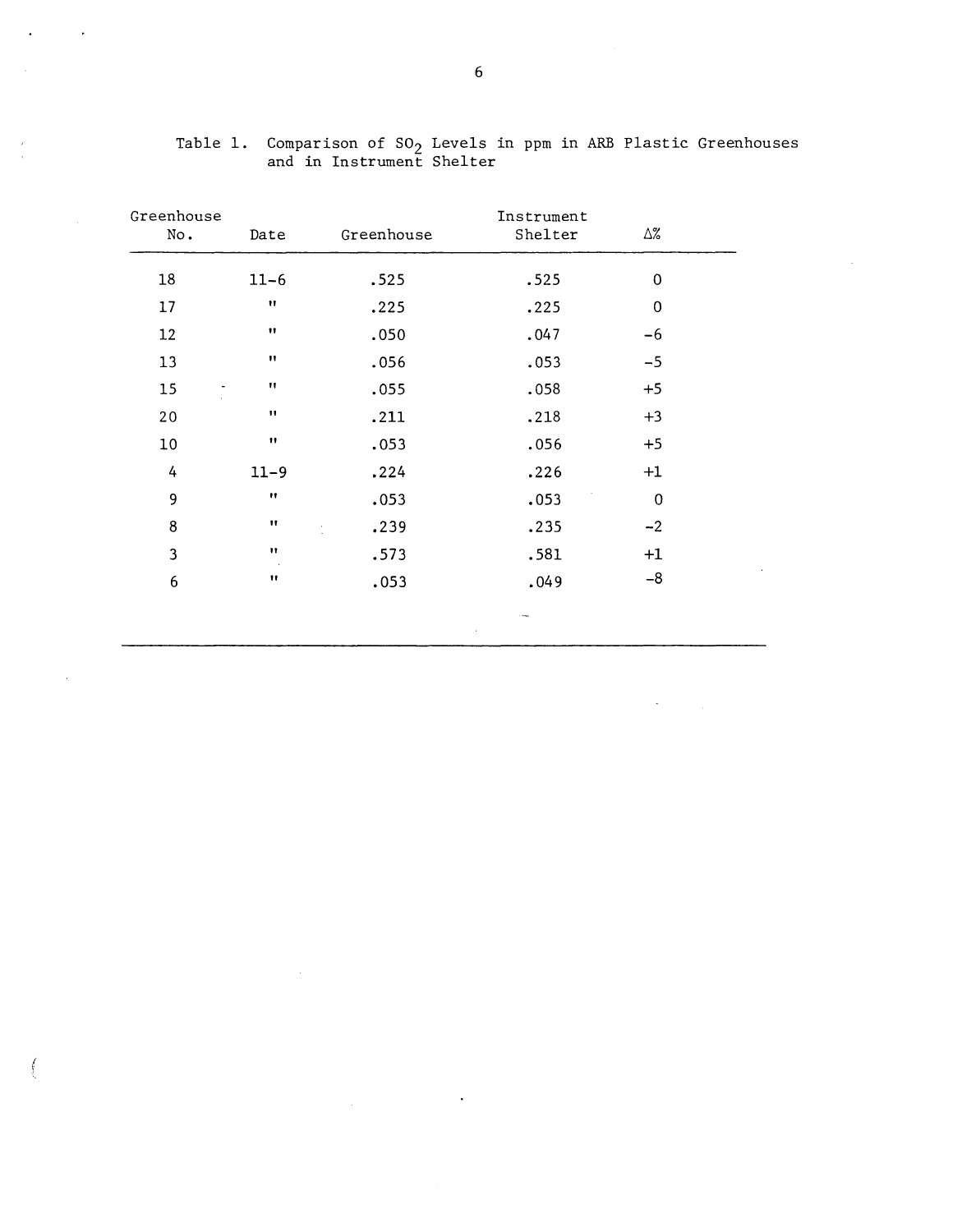Table 1. Comparison of $SO_2$ Levels in ppm in ARB Plastic Greenhouses and in Instrument Shelter

| Greenhouse No. | Date | Greenhouse | Instrument Shelter | Δ% |
|---|---|---|---|---|
| 18 | 11-6 | .525 | .525 | 0 |
| 17 | " | .225 | .225 | 0 |
| 12 | " | .050 | .047 | -6 |
| 13 | " | .056 | .053 | -5 |
| 15 | " | .055 | .058 | +5 |
| 20 | " | .211 | .218 | +3 |
| 10 | " | .053 | .056 | +5 |
| 4 | 11-9 | .224 | .226 | +1 |
| 9 | " | .053 | .053 | 0 |
| 8 | " | .239 | .235 | -2 |
| 3 | " | .573 | .581 | +1 |
| 6 | " | .053 | .049 | -8 |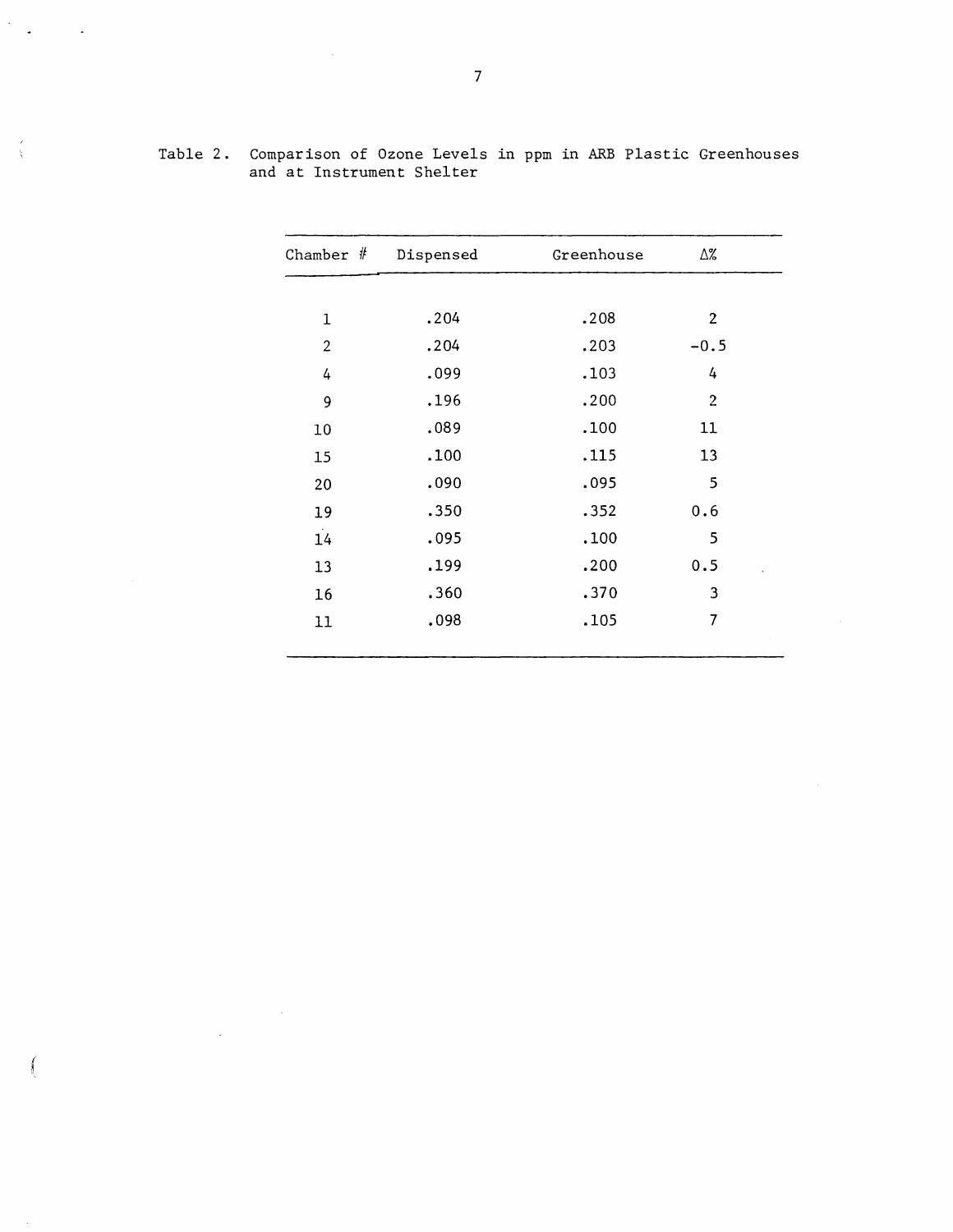Table 2. Comparison of Ozone Levels in ppm in ARB Plastic Greenhouses and at Instrument Shelter

| Chamber # | Dispensed | Greenhouse | Δ% |
|---|---|---|---|
| 1 | .204 | .208 | 2 |
| 2 | .204 | .203 | -0.5 |
| 4 | .099 | .103 | 4 |
| 9 | .196 | .200 | 2 |
| 10 | .089 | .100 | 11 |
| 15 | .100 | .115 | 13 |
| 20 | .090 | .095 | 5 |
| 19 | .350 | .352 | 0.6 |
| 14 | .095 | .100 | 5 |
| 13 | .199 | .200 | 0.5 |
| 16 | .360 | .370 | 3 |
| 11 | .098 | .105 | 7 |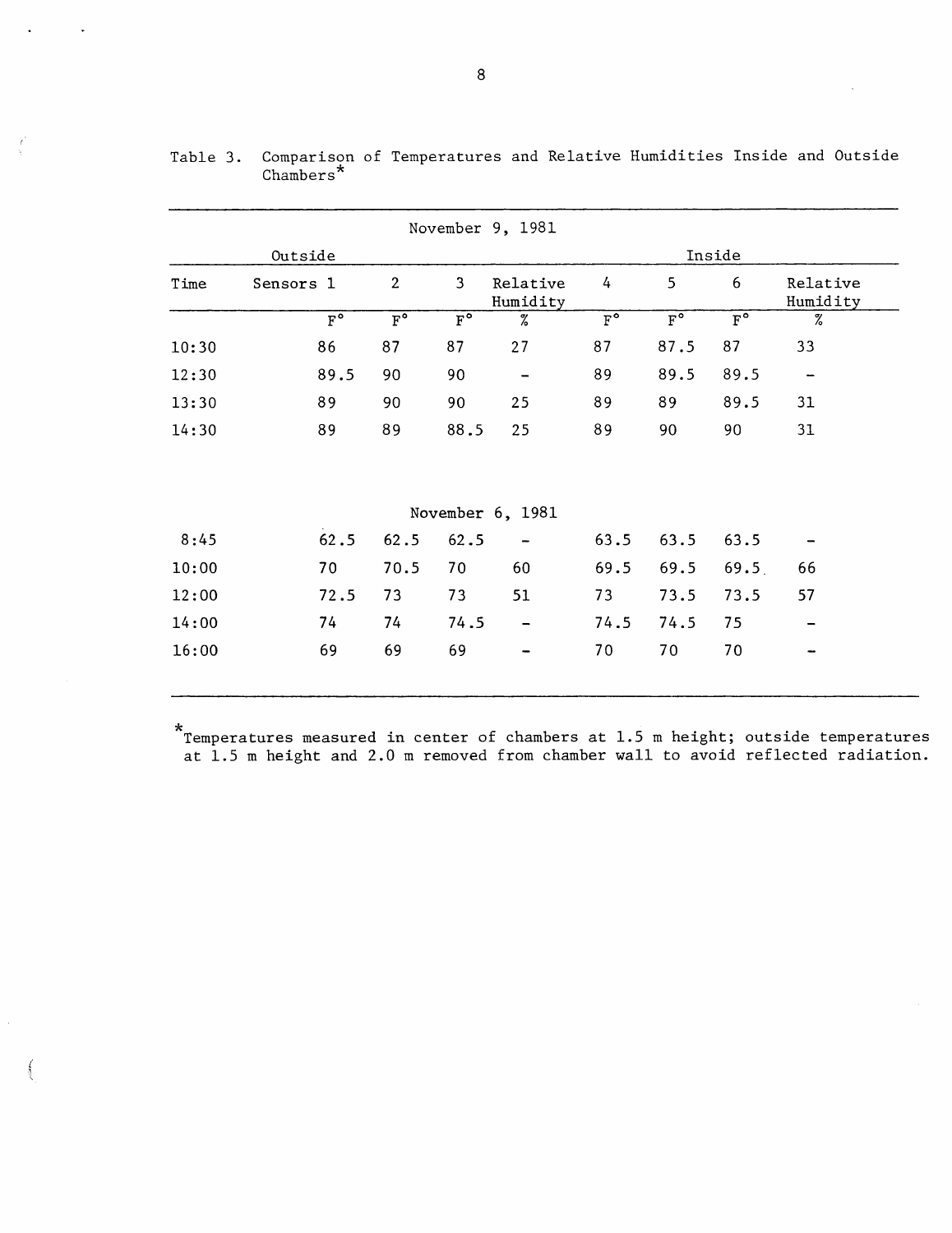Table 3. Comparison of Temperatures and Relative Humidities Inside and Outside Chambers*

| | November 9, 1981 | | | | | | | |
|---|---|---|---|---|---|---|---|---|
| | Outside | | | | Inside | | | |
| Time | Sensors 1 | 2 | 3 | Relative Humidity | 4 | 5 | 6 | Relative Humidity |
| | F° | F° | F° | % | F° | F° | F° | % |
| 10:30 | 86 | 87 | 87 | 27 | 87 | 87.5 | 87 | 33 |
| 12:30 | 89.5 | 90 | 90 | - | 89 | 89.5 | 89.5 | - |
| 13:30 | 89 | 90 | 90 | 25 | 89 | 89 | 89.5 | 31 |
| 14:30 | 89 | 89 | 88.5 | 25 | 89 | 90 | 90 | 31 |
| | November 6, 1981 | | | | | | | |
| 8:45 | 62.5 | 62.5 | 62.5 | - | 63.5 | 63.5 | 63.5 | - |
| 10:00 | 70 | 70.5 | 70 | 60 | 69.5 | 69.5 | 69.5 | 66 |
| 12:00 | 72.5 | 73 | 73 | 51 | 73 | 73.5 | 73.5 | 57 |
| 14:00 | 74 | 74 | 74.5 | - | 74.5 | 74.5 | 75 | - |
| 16:00 | 69 | 69 | 69 | - | 70 | 70 | 70 | - |

*Temperatures measured in center of chambers at 1.5 m height; outside temperatures at 1.5 m height and 2.0 m removed from chamber wall to avoid reflected radiation.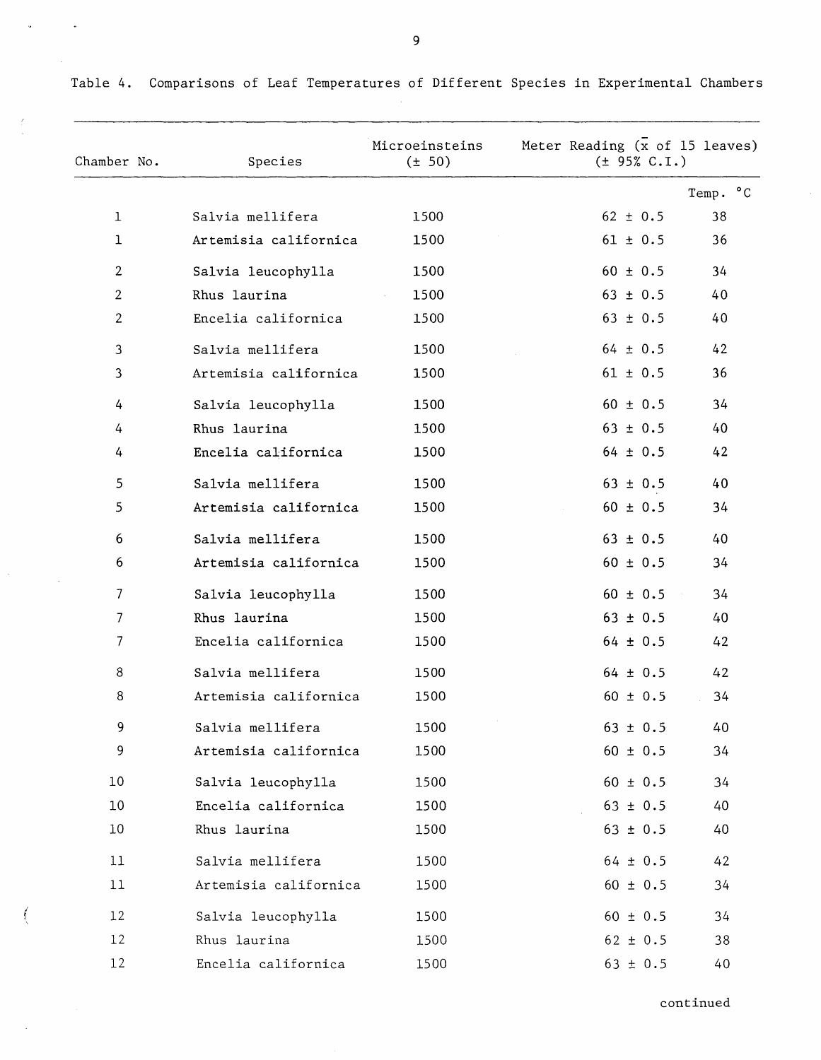Table 4. Comparisons of Leaf Temperatures of Different Species in Experimental Chambers

| Chamber No. | Species | Microeinsteins (± 50) | Meter Reading ($\bar{x}$ of 15 leaves) (± 95% C.I.) | Temp. °C |
|---|---|---|---|---|
| 1 | Salvia mellifera | 1500 | 62 ± 0.5 | 38 |
| 1 | Artemisia californica | 1500 | 61 ± 0.5 | 36 |
| 2 | Salvia leucophylla | 1500 | 60 ± 0.5 | 34 |
| 2 | Rhus laurina | 1500 | 63 ± 0.5 | 40 |
| 2 | Encelia californica | 1500 | 63 ± 0.5 | 40 |
| 3 | Salvia mellifera | 1500 | 64 ± 0.5 | 42 |
| 3 | Artemisia californica | 1500 | 61 ± 0.5 | 36 |
| 4 | Salvia leucophylla | 1500 | 60 ± 0.5 | 34 |
| 4 | Rhus laurina | 1500 | 63 ± 0.5 | 40 |
| 4 | Encelia californica | 1500 | 64 ± 0.5 | 42 |
| 5 | Salvia mellifera | 1500 | 63 ± 0.5 | 40 |
| 5 | Artemisia californica | 1500 | 60 ± 0.5 | 34 |
| 6 | Salvia mellifera | 1500 | 63 ± 0.5 | 40 |
| 6 | Artemisia californica | 1500 | 60 ± 0.5 | 34 |
| 7 | Salvia leucophylla | 1500 | 60 ± 0.5 | 34 |
| 7 | Rhus laurina | 1500 | 63 ± 0.5 | 40 |
| 7 | Encelia californica | 1500 | 64 ± 0.5 | 42 |
| 8 | Salvia mellifera | 1500 | 64 ± 0.5 | 42 |
| 8 | Artemisia californica | 1500 | 60 ± 0.5 | 34 |
| 9 | Salvia mellifera | 1500 | 63 ± 0.5 | 40 |
| 9 | Artemisia californica | 1500 | 60 ± 0.5 | 34 |
| 10 | Salvia leucophylla | 1500 | 60 ± 0.5 | 34 |
| 10 | Encelia californica | 1500 | 63 ± 0.5 | 40 |
| 10 | Rhus laurina | 1500 | 63 ± 0.5 | 40 |
| 11 | Salvia mellifera | 1500 | 64 ± 0.5 | 42 |
| 11 | Artemisia californica | 1500 | 60 ± 0.5 | 34 |
| 12 | Salvia leucophylla | 1500 | 60 ± 0.5 | 34 |
| 12 | Rhus laurina | 1500 | 62 ± 0.5 | 38 |
| 12 | Encelia californica | 1500 | 63 ± 0.5 | 40 |

continued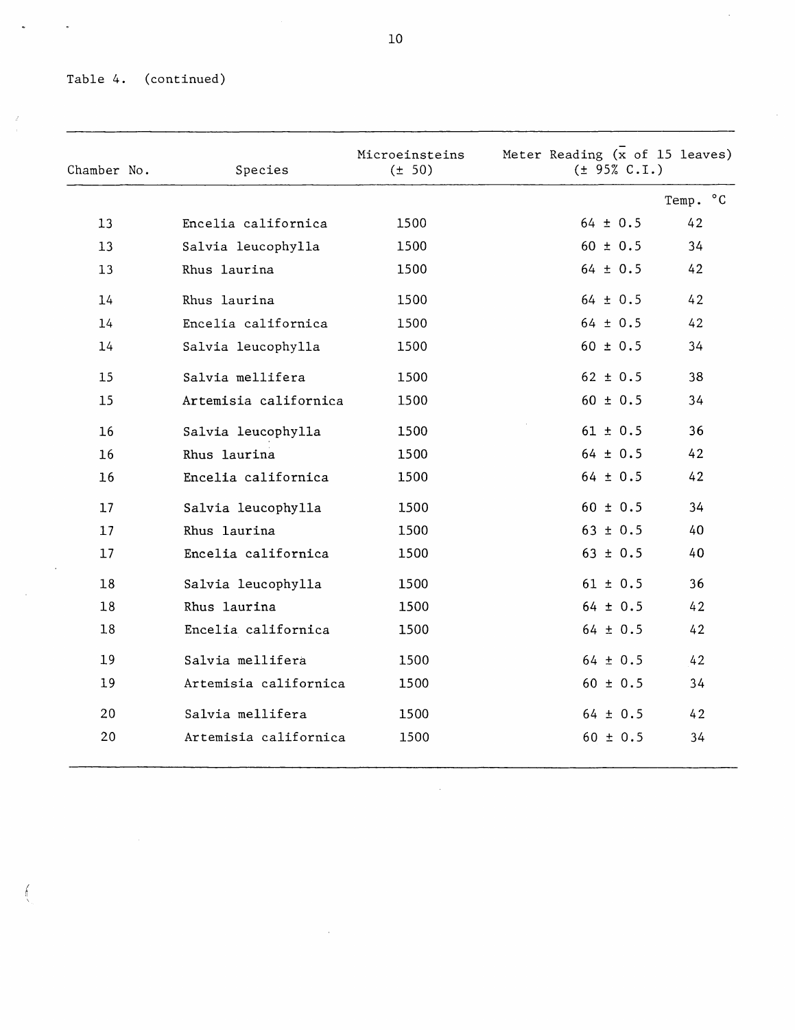Table 4. (continued)

| Chamber No. | Species | Microeinsteins (± 50) | Meter Reading ($\bar{x}$ of 15 leaves) (± 95% C.I.) | Temp. °C |
|---|---|---|---|---|
| 13 | Encelia californica | 1500 | 64 ± 0.5 | 42 |
| 13 | Salvia leucophylla | 1500 | 60 ± 0.5 | 34 |
| 13 | Rhus laurina | 1500 | 64 ± 0.5 | 42 |
| 14 | Rhus laurina | 1500 | 64 ± 0.5 | 42 |
| 14 | Encelia californica | 1500 | 64 ± 0.5 | 42 |
| 14 | Salvia leucophylla | 1500 | 60 ± 0.5 | 34 |
| 15 | Salvia mellifera | 1500 | 62 ± 0.5 | 38 |
| 15 | Artemisia californica | 1500 | 60 ± 0.5 | 34 |
| 16 | Salvia leucophylla | 1500 | 61 ± 0.5 | 36 |
| 16 | Rhus laurina | 1500 | 64 ± 0.5 | 42 |
| 16 | Encelia californica | 1500 | 64 ± 0.5 | 42 |
| 17 | Salvia leucophylla | 1500 | 60 ± 0.5 | 34 |
| 17 | Rhus laurina | 1500 | 63 ± 0.5 | 40 |
| 17 | Encelia californica | 1500 | 63 ± 0.5 | 40 |
| 18 | Salvia leucophylla | 1500 | 61 ± 0.5 | 36 |
| 18 | Rhus laurina | 1500 | 64 ± 0.5 | 42 |
| 18 | Encelia californica | 1500 | 64 ± 0.5 | 42 |
| 19 | Salvia mellifera | 1500 | 64 ± 0.5 | 42 |
| 19 | Artemisia californica | 1500 | 60 ± 0.5 | 34 |
| 20 | Salvia mellifera | 1500 | 64 ± 0.5 | 42 |
| 20 | Artemisia californica | 1500 | 60 ± 0.5 | 34 |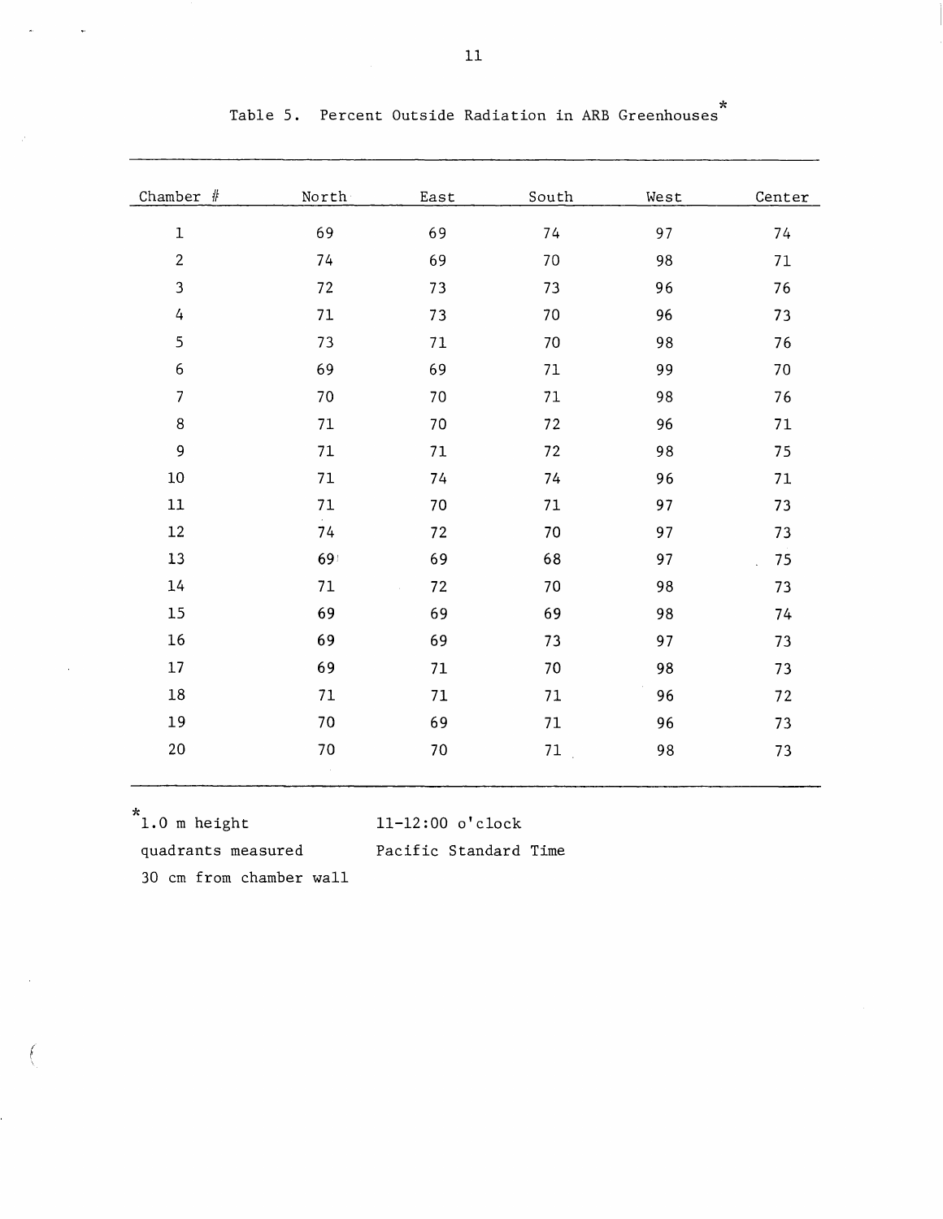Table 5. Percent Outside Radiation in ARB Greenhouses*

| Chamber # | North | East | South | West | Center |
|---|---|---|---|---|---|
| 1 | 69 | 69 | 74 | 97 | 74 |
| 2 | 74 | 69 | 70 | 98 | 71 |
| 3 | 72 | 73 | 73 | 96 | 76 |
| 4 | 71 | 73 | 70 | 96 | 73 |
| 5 | 73 | 71 | 70 | 98 | 76 |
| 6 | 69 | 69 | 71 | 99 | 70 |
| 7 | 70 | 70 | 71 | 98 | 76 |
| 8 | 71 | 70 | 72 | 96 | 71 |
| 9 | 71 | 71 | 72 | 98 | 75 |
| 10 | 71 | 74 | 74 | 96 | 71 |
| 11 | 71 | 70 | 71 | 97 | 73 |
| 12 | 74 | 72 | 70 | 97 | 73 |
| 13 | 69 | 69 | 68 | 97 | 75 |
| 14 | 71 | 72 | 70 | 98 | 73 |
| 15 | 69 | 69 | 69 | 98 | 74 |
| 16 | 69 | 69 | 73 | 97 | 73 |
| 17 | 69 | 71 | 70 | 98 | 73 |
| 18 | 71 | 71 | 71 | 96 | 72 |
| 19 | 70 | 69 | 71 | 96 | 73 |
| 20 | 70 | 70 | 71 | 98 | 73 |

*1.0 m height — 11-12:00 o'clock
quadrants measured — Pacific Standard Time
30 cm from chamber wall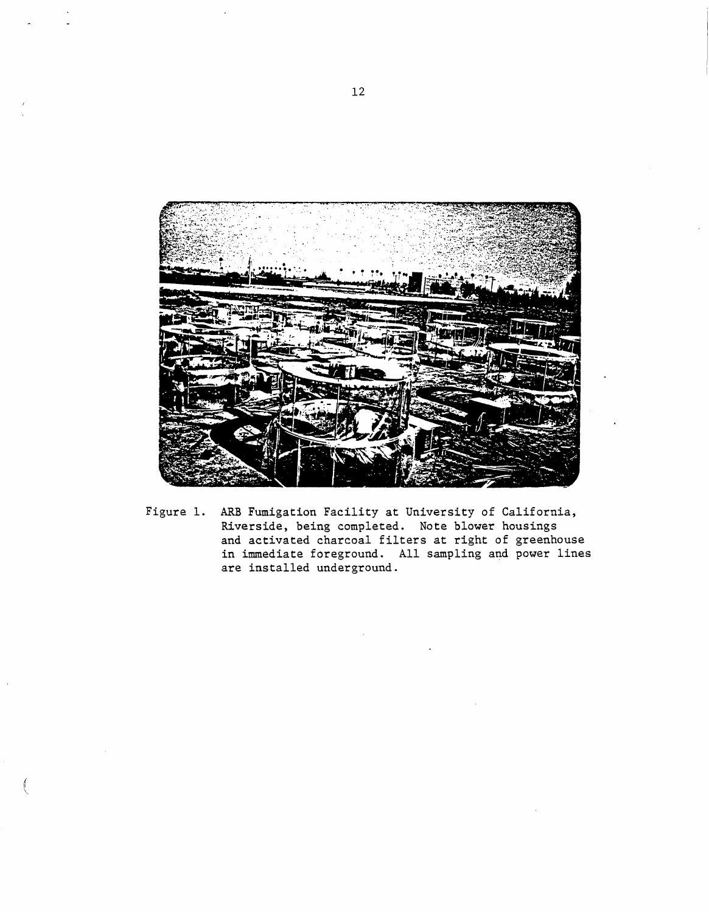Figure 1. ARB Fumigation Facility at University of California, Riverside, being completed. Note blower housings and activated charcoal filters at right of greenhouse in immediate foreground. All sampling and power lines are installed underground.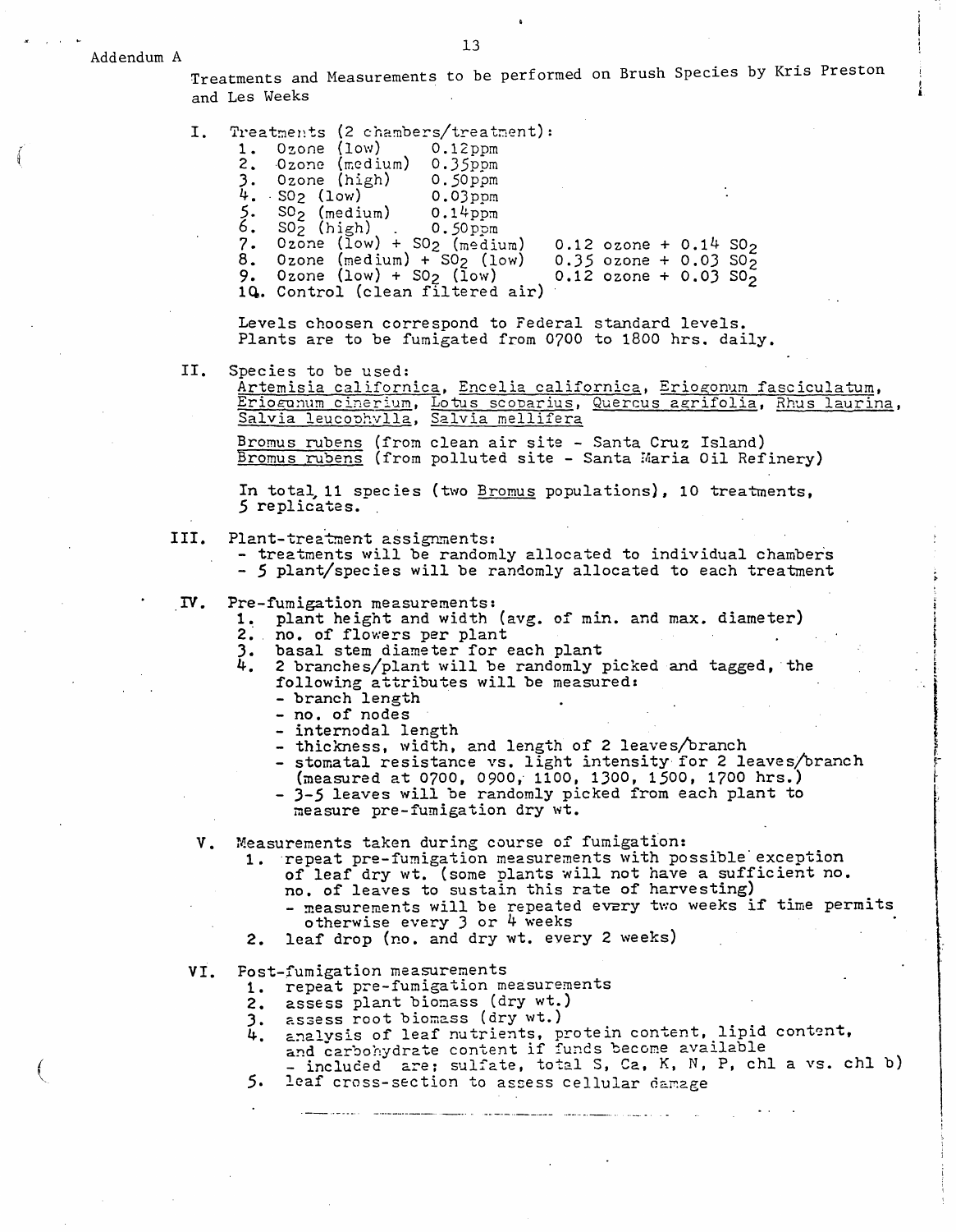Addendum A

Treatments and Measurements to be performed on Brush Species by Kris Preston and Les Weeks

I. Treatments (2 chambers/treatment):

1. Ozone (low) 0.12ppm
2. Ozone (medium) 0.35ppm
3. Ozone (high) 0.50ppm
4. $SO_2$ (low) 0.03ppm
5. $SO_2$ (medium) 0.14ppm
6. $SO_2$ (high) 0.50ppm
7. Ozone (low) + $SO_2$ (medium) 0.12 ozone + 0.14 $SO_2$
8. Ozone (medium) + $SO_2$ (low) 0.35 ozone + 0.03 $SO_2$
9. Ozone (low) + $SO_2$ (low) 0.12 ozone + 0.03 $SO_2$
10. Control (clean filtered air)

Levels choosen correspond to Federal standard levels. Plants are to be fumigated from 0700 to 1800 hrs. daily.

II. Species to be used:

Artemisia californica, Encelia californica, Eriogonum fasciculatum, Eriogonum cinerium, Lotus scoparius, Quercus agrifolia, Rhus laurina, Salvia leucophylla, Salvia mellifera

Bromus rubens (from clean air site - Santa Cruz Island)
Bromus rubens (from polluted site - Santa Maria Oil Refinery)

In total, 11 species (two Bromus populations), 10 treatments, 5 replicates.

III. Plant-treatment assignments:

- treatments will be randomly allocated to individual chambers
- 5 plant/species will be randomly allocated to each treatment

IV. Pre-fumigation measurements:

1. plant height and width (avg. of min. and max. diameter)
2. no. of flowers per plant
3. basal stem diameter for each plant
4. 2 branches/plant will be randomly picked and tagged, the following attributes will be measured:
   - branch length
   - no. of nodes
   - internodal length
   - thickness, width, and length of 2 leaves/branch
   - stomatal resistance vs. light intensity for 2 leaves/branch (measured at 0700, 0900, 1100, 1300, 1500, 1700 hrs.)
   - 3-5 leaves will be randomly picked from each plant to measure pre-fumigation dry wt.

V. Measurements taken during course of fumigation:

1. repeat pre-fumigation measurements with possible exception of leaf dry wt. (some plants will not have a sufficient no. no. of leaves to sustain this rate of harvesting)
   - measurements will be repeated every two weeks if time permits otherwise every 3 or 4 weeks
2. leaf drop (no. and dry wt. every 2 weeks)

VI. Post-fumigation measurements

1. repeat pre-fumigation measurements
2. assess plant biomass (dry wt.)
3. assess root biomass (dry wt.)
4. analysis of leaf nutrients, protein content, lipid content, and carbohydrate content if funds become available
   - included are; sulfate, total S, Ca, K, N, P, chl a vs. chl b)
5. leaf cross-section to assess cellular damage